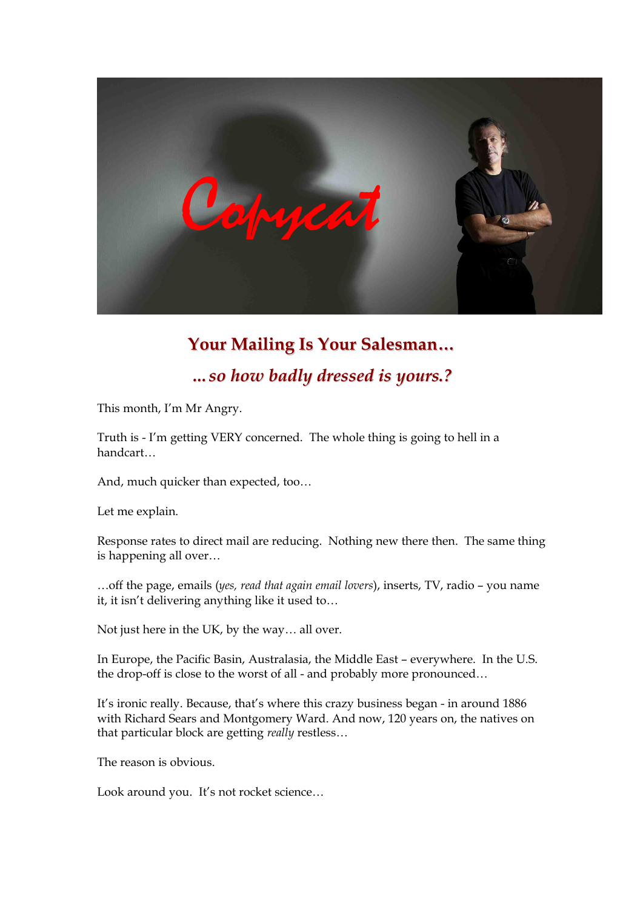Copycat

## Your Mailing Is Your Salesman…

### *…so how badly dressed is yours.?*

This month, I'm Mr Angry.

Truth is - I'm getting VERY concerned. The whole thing is going to hell in a handcart…

And, much quicker than expected, too…

Let me explain.

Response rates to direct mail are reducing. Nothing new there then. The same thing is happening all over…

…off the page, emails (*yes, read that again email lovers*), inserts, TV, radio – you name it, it isn't delivering anything like it used to…

Not just here in the UK, by the way… all over.

In Europe, the Pacific Basin, Australasia, the Middle East – everywhere. In the U.S. the drop-off is close to the worst of all - and probably more pronounced…

It's ironic really. Because, that's where this crazy business began - in around 1886 with Richard Sears and Montgomery Ward. And now, 120 years on, the natives on that particular block are getting *really* restless…

The reason is obvious.

Look around you. It's not rocket science…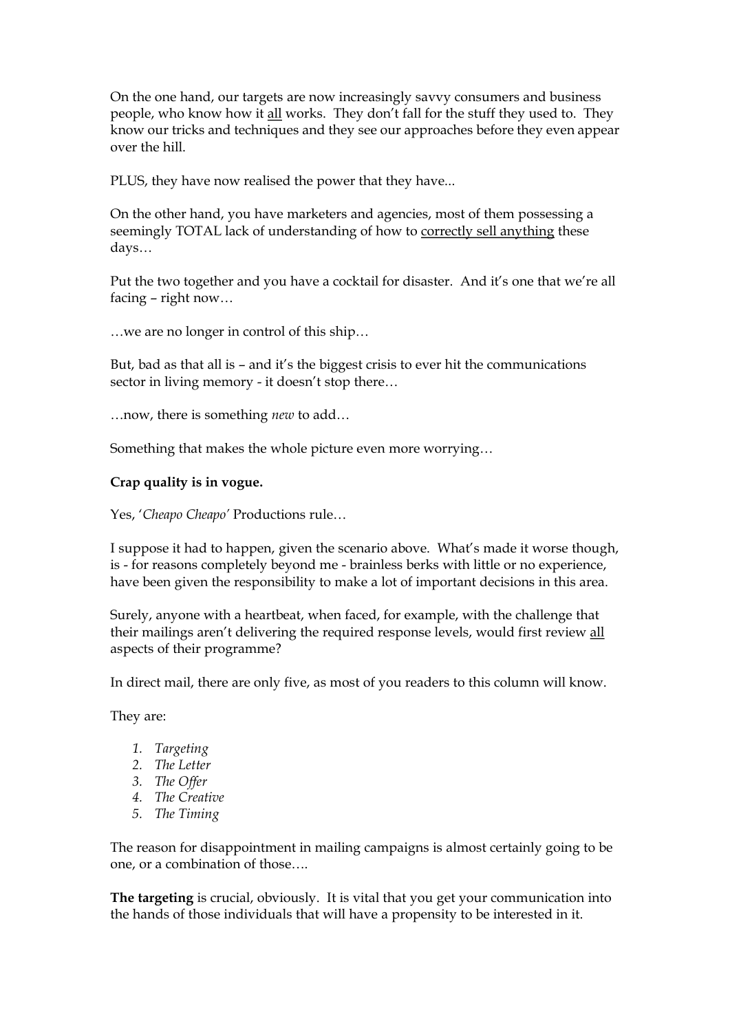On the one hand, our targets are now increasingly savvy consumers and business people, who know how it <u>all</u> works. They don't fall for the stuff they used to. They know our tricks and techniques and they see our approaches before they even appear over the hill.

PLUS, they have now realised the power that they have...

On the other hand, you have marketers and agencies, most of them possessing a seemingly TOTAL lack of understanding of how to <u>correctly sell anything</u> these days…

Put the two together and you have a cocktail for disaster. And it's one that we're all facing – right now…

…we are no longer in control of this ship…

But, bad as that all is – and it's the biggest crisis to ever hit the communications sector in living memory - it doesn't stop there…

…now, there is something *new* to add…

Something that makes the whole picture even more worrying…

**Crap quality is in vogue.**

Yes, '*Cheapo Cheapo*' Productions rule…

I suppose it had to happen, given the scenario above. What's made it worse though, is - for reasons completely beyond me - brainless berks with little or no experience, have been given the responsibility to make a lot of important decisions in this area.

Surely, anyone with a heartbeat, when faced, for example, with the challenge that their mailings aren't delivering the required response levels, would first review <u>all</u> aspects of their programme?

In direct mail, there are only five, as most of you readers to this column will know.

They are:

1. *Targeting*
2. *The Letter*
3. *The Offer*
4. *The Creative*
5. *The Timing*

The reason for disappointment in mailing campaigns is almost certainly going to be one, or a combination of those….

**The targeting** is crucial, obviously. It is vital that you get your communication into the hands of those individuals that will have a propensity to be interested in it.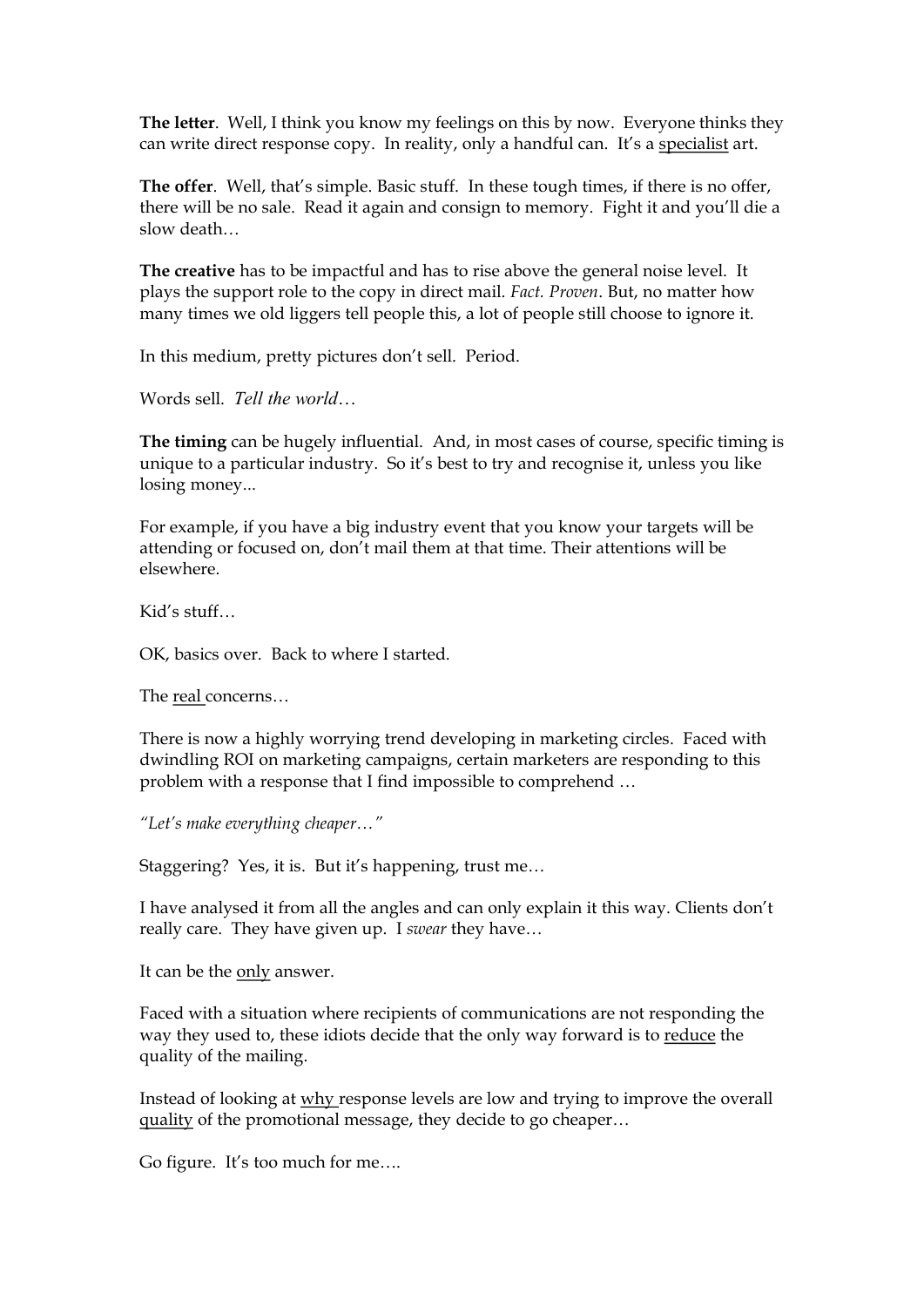**The letter**. Well, I think you know my feelings on this by now. Everyone thinks they can write direct response copy. In reality, only a handful can. It's a <u>specialist</u> art.

**The offer**. Well, that's simple. Basic stuff. In these tough times, if there is no offer, there will be no sale. Read it again and consign to memory. Fight it and you'll die a slow death…

**The creative** has to be impactful and has to rise above the general noise level. It plays the support role to the copy in direct mail. *Fact. Proven*. But, no matter how many times we old liggers tell people this, a lot of people still choose to ignore it.

In this medium, pretty pictures don't sell. Period.

Words sell. *Tell the world*…

**The timing** can be hugely influential. And, in most cases of course, specific timing is unique to a particular industry. So it's best to try and recognise it, unless you like losing money...

For example, if you have a big industry event that you know your targets will be attending or focused on, don't mail them at that time. Their attentions will be elsewhere.

Kid's stuff…

OK, basics over. Back to where I started.

The <u>real</u> concerns…

There is now a highly worrying trend developing in marketing circles. Faced with dwindling ROI on marketing campaigns, certain marketers are responding to this problem with a response that I find impossible to comprehend …

*"Let's make everything cheaper…"*

Staggering? Yes, it is. But it's happening, trust me…

I have analysed it from all the angles and can only explain it this way. Clients don't really care. They have given up. I *swear* they have…

It can be the <u>only</u> answer.

Faced with a situation where recipients of communications are not responding the way they used to, these idiots decide that the only way forward is to <u>reduce</u> the quality of the mailing.

Instead of looking at <u>why</u> response levels are low and trying to improve the overall <u>quality</u> of the promotional message, they decide to go cheaper…

Go figure. It's too much for me….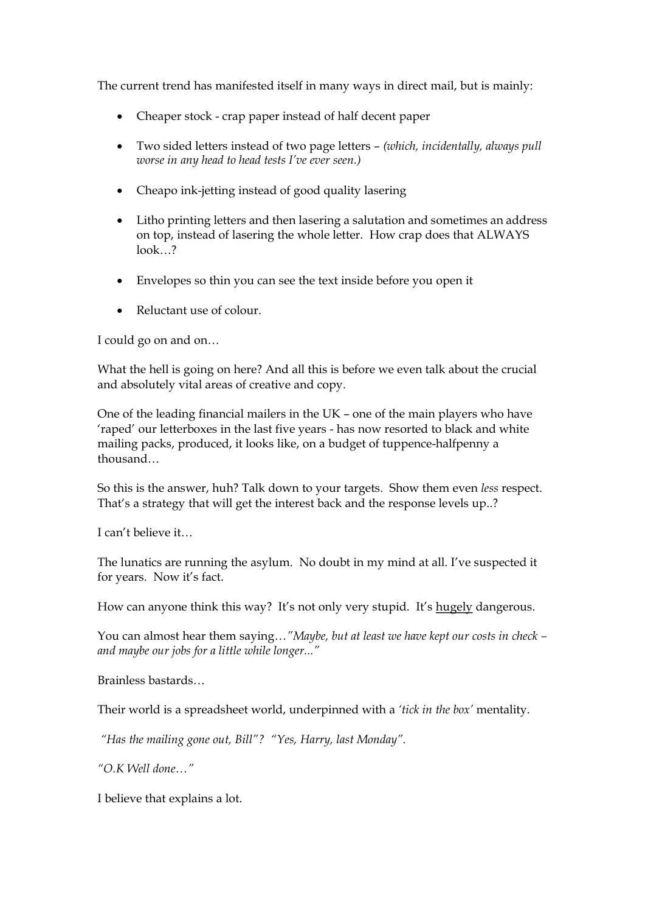The current trend has manifested itself in many ways in direct mail, but is mainly:

- Cheaper stock - crap paper instead of half decent paper
- Two sided letters instead of two page letters – *(which, incidentally, always pull worse in any head to head tests I've ever seen.)*
- Cheapo ink-jetting instead of good quality lasering
- Litho printing letters and then lasering a salutation and sometimes an address on top, instead of lasering the whole letter. How crap does that ALWAYS look…?
- Envelopes so thin you can see the text inside before you open it
- Reluctant use of colour.

I could go on and on…

What the hell is going on here? And all this is before we even talk about the crucial and absolutely vital areas of creative and copy.

One of the leading financial mailers in the UK – one of the main players who have 'raped' our letterboxes in the last five years - has now resorted to black and white mailing packs, produced, it looks like, on a budget of tuppence-halfpenny a thousand…

So this is the answer, huh? Talk down to your targets. Show them even *less* respect. That's a strategy that will get the interest back and the response levels up..?

I can't believe it…

The lunatics are running the asylum. No doubt in my mind at all. I've suspected it for years. Now it's fact.

How can anyone think this way? It's not only very stupid. It's <u>hugely</u> dangerous.

You can almost hear them saying…*"Maybe, but at least we have kept our costs in check – and maybe our jobs for a little while longer..."*

Brainless bastards…

Their world is a spreadsheet world, underpinned with a *'tick in the box'* mentality.

*"Has the mailing gone out, Bill"? "Yes, Harry, last Monday".*

*"O.K Well done…"*

I believe that explains a lot.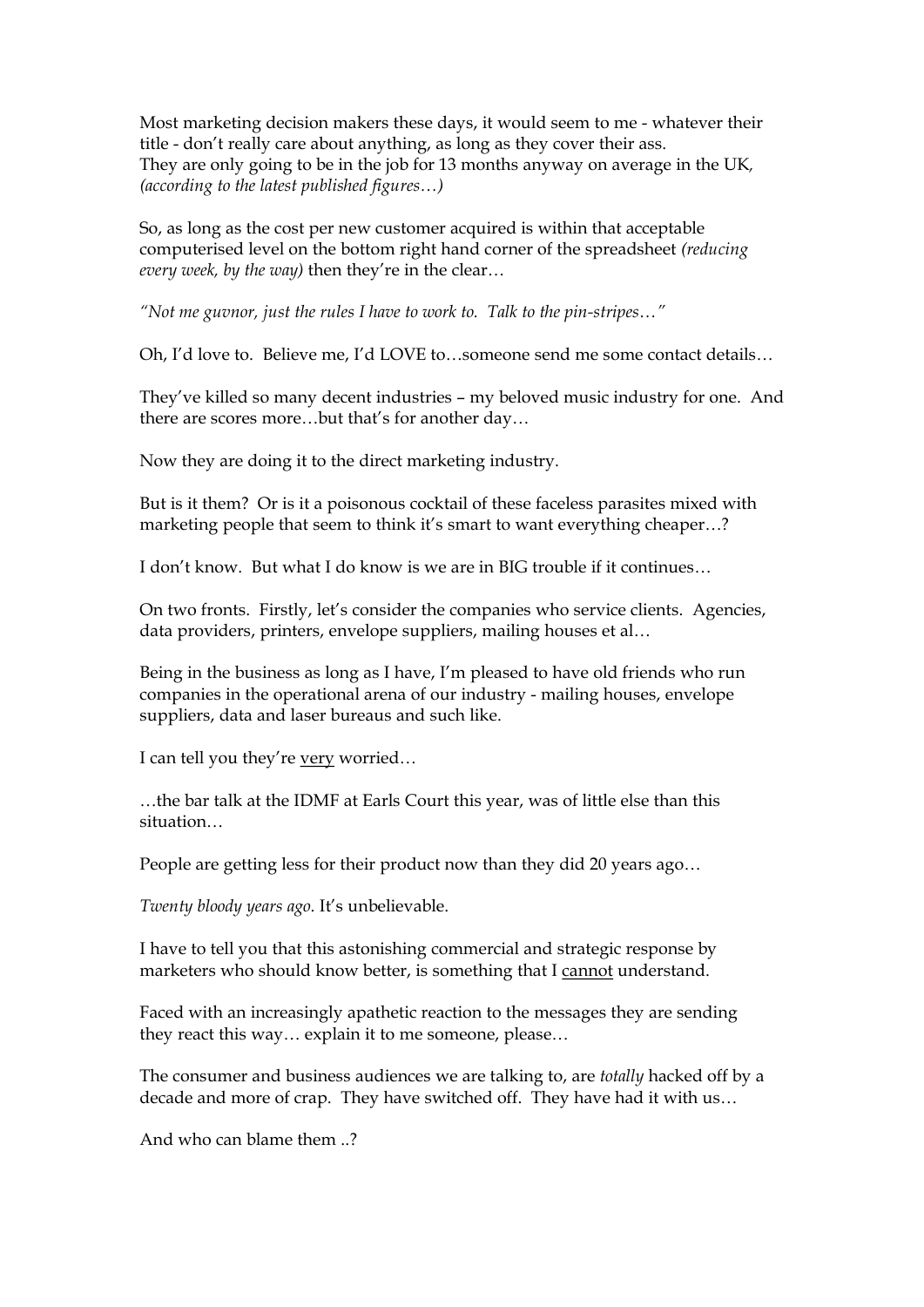Most marketing decision makers these days, it would seem to me - whatever their title - don't really care about anything, as long as they cover their ass.
They are only going to be in the job for 13 months anyway on average in the UK, *(according to the latest published figures…)*

So, as long as the cost per new customer acquired is within that acceptable computerised level on the bottom right hand corner of the spreadsheet *(reducing every week, by the way)* then they're in the clear…

*"Not me guvnor, just the rules I have to work to. Talk to the pin-stripes…"*

Oh, I'd love to. Believe me, I'd LOVE to…someone send me some contact details…

They've killed so many decent industries – my beloved music industry for one. And there are scores more…but that's for another day…

Now they are doing it to the direct marketing industry.

But is it them? Or is it a poisonous cocktail of these faceless parasites mixed with marketing people that seem to think it's smart to want everything cheaper…?

I don't know. But what I do know is we are in BIG trouble if it continues…

On two fronts. Firstly, let's consider the companies who service clients. Agencies, data providers, printers, envelope suppliers, mailing houses et al…

Being in the business as long as I have, I'm pleased to have old friends who run companies in the operational arena of our industry - mailing houses, envelope suppliers, data and laser bureaus and such like.

I can tell you they're <u>very</u> worried…

…the bar talk at the IDMF at Earls Court this year, was of little else than this situation…

People are getting less for their product now than they did 20 years ago…

*Twenty bloody years ago*. It's unbelievable.

I have to tell you that this astonishing commercial and strategic response by marketers who should know better, is something that I <u>cannot</u> understand.

Faced with an increasingly apathetic reaction to the messages they are sending they react this way… explain it to me someone, please…

The consumer and business audiences we are talking to, are *totally* hacked off by a decade and more of crap. They have switched off. They have had it with us…

And who can blame them ..?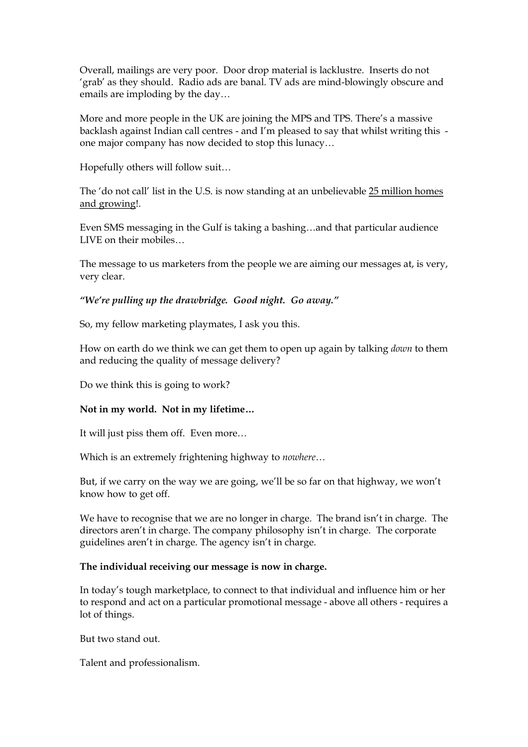Overall, mailings are very poor. Door drop material is lacklustre. Inserts do not 'grab' as they should. Radio ads are banal. TV ads are mind-blowingly obscure and emails are imploding by the day…

More and more people in the UK are joining the MPS and TPS. There's a massive backlash against Indian call centres - and I'm pleased to say that whilst writing this - one major company has now decided to stop this lunacy…

Hopefully others will follow suit…

The 'do not call' list in the U.S. is now standing at an unbelievable <u>25 million homes and growing</u>!.

Even SMS messaging in the Gulf is taking a bashing…and that particular audience LIVE on their mobiles…

The message to us marketers from the people we are aiming our messages at, is very, very clear.

***"We're pulling up the drawbridge. Good night. Go away."***

So, my fellow marketing playmates, I ask you this.

How on earth do we think we can get them to open up again by talking *down* to them and reducing the quality of message delivery?

Do we think this is going to work?

**Not in my world. Not in my lifetime…**

It will just piss them off. Even more…

Which is an extremely frightening highway to *nowhere*…

But, if we carry on the way we are going, we'll be so far on that highway, we won't know how to get off.

We have to recognise that we are no longer in charge. The brand isn't in charge. The directors aren't in charge. The company philosophy isn't in charge. The corporate guidelines aren't in charge. The agency isn't in charge.

**The individual receiving our message is now in charge.**

In today's tough marketplace, to connect to that individual and influence him or her to respond and act on a particular promotional message - above all others - requires a lot of things.

But two stand out.

Talent and professionalism.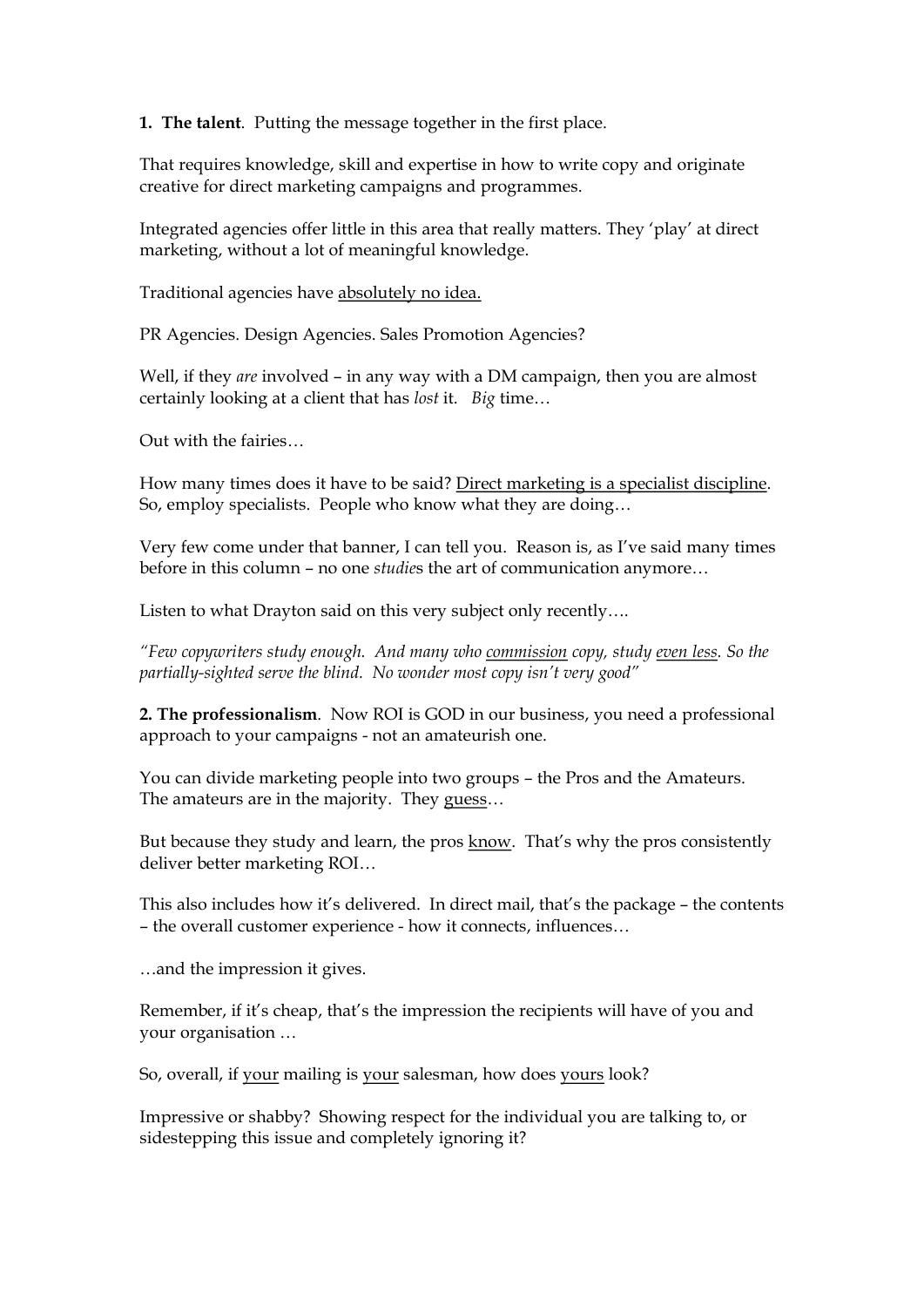**1. The talent**. Putting the message together in the first place.

That requires knowledge, skill and expertise in how to write copy and originate creative for direct marketing campaigns and programmes.

Integrated agencies offer little in this area that really matters. They 'play' at direct marketing, without a lot of meaningful knowledge.

Traditional agencies have <u>absolutely no idea.</u>

PR Agencies. Design Agencies. Sales Promotion Agencies?

Well, if they *are* involved – in any way with a DM campaign, then you are almost certainly looking at a client that has *lost* it. *Big* time…

Out with the fairies…

How many times does it have to be said? <u>Direct marketing is a specialist discipline</u>. So, employ specialists. People who know what they are doing…

Very few come under that banner, I can tell you. Reason is, as I've said many times before in this column – no one *studie*s the art of communication anymore…

Listen to what Drayton said on this very subject only recently….

*"Few copywriters study enough. And many who <u>commission</u> copy, study <u>even less</u>. So the partially-sighted serve the blind. No wonder most copy isn't very good"*

**2. The professionalism**. Now ROI is GOD in our business, you need a professional approach to your campaigns - not an amateurish one.

You can divide marketing people into two groups – the Pros and the Amateurs. The amateurs are in the majority. They <u>guess</u>…

But because they study and learn, the pros <u>know</u>. That's why the pros consistently deliver better marketing ROI…

This also includes how it's delivered. In direct mail, that's the package – the contents – the overall customer experience - how it connects, influences…

…and the impression it gives.

Remember, if it's cheap, that's the impression the recipients will have of you and your organisation …

So, overall, if <u>your</u> mailing is <u>your</u> salesman, how does <u>yours</u> look?

Impressive or shabby? Showing respect for the individual you are talking to, or sidestepping this issue and completely ignoring it?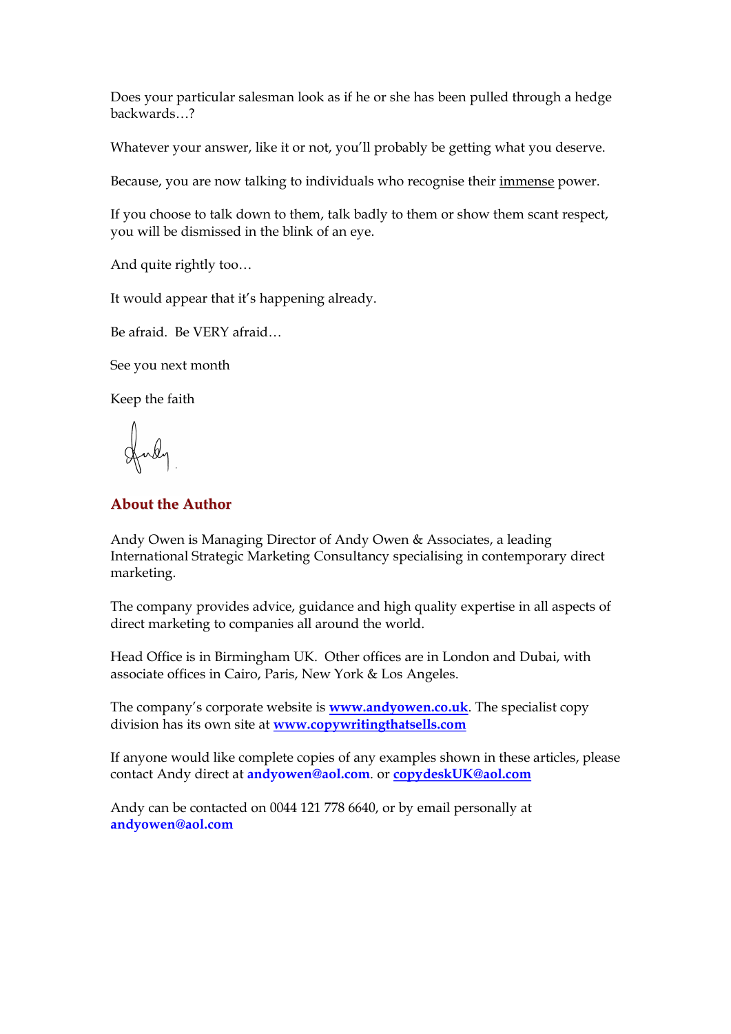Does your particular salesman look as if he or she has been pulled through a hedge backwards…?

Whatever your answer, like it or not, you'll probably be getting what you deserve.

Because, you are now talking to individuals who recognise their immense power.

If you choose to talk down to them, talk badly to them or show them scant respect, you will be dismissed in the blink of an eye.

And quite rightly too…

It would appear that it's happening already.

Be afraid. Be VERY afraid…

See you next month

Keep the faith

Andy

## About the Author

Andy Owen is Managing Director of Andy Owen & Associates, a leading International Strategic Marketing Consultancy specialising in contemporary direct marketing.

The company provides advice, guidance and high quality expertise in all aspects of direct marketing to companies all around the world.

Head Office is in Birmingham UK. Other offices are in London and Dubai, with associate offices in Cairo, Paris, New York & Los Angeles.

The company's corporate website is **www.andyowen.co.uk**. The specialist copy division has its own site at **www.copywritingthatsells.com**

If anyone would like complete copies of any examples shown in these articles, please contact Andy direct at **andyowen@aol.com**. or **copydeskUK@aol.com**

Andy can be contacted on 0044 121 778 6640, or by email personally at **andyowen@aol.com**